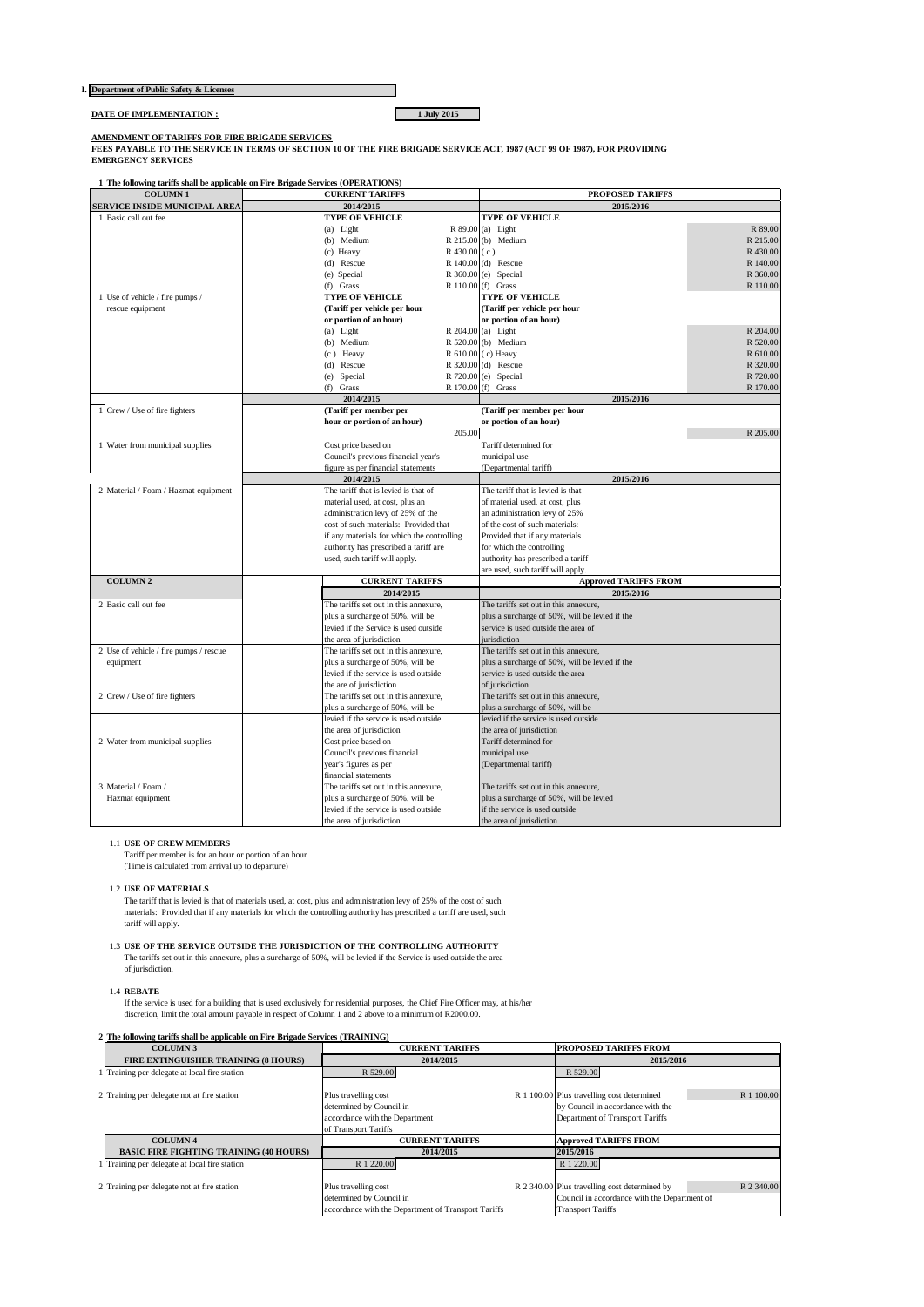**I. Department of Public Safety & Licenses**

**DATE OF IMPLEMENTATION :** **1 July 2015**

**AMENDMENT OF TARIFFS FOR FIRE BRIGADE SERVICES**

**FEES PAYABLE TO THE SERVICE IN TERMS OF SECTION 10 OF THE FIRE BRIGADE SERVICE ACT, 1987 (ACT 99 OF 1987), FOR PROVIDING EMERGENCY SERVICES**

**1 The following tariffs shall be applicable on Fire Brigade Services (OPERATIONS)**

| COLUMN 1 | CURRENT TARIFFS | | PROPOSED TARIFFS | |
|---|---|---|---|---|
| SERVICE INSIDE MUNICIPAL AREA | 2014/2015 | | 2015/2016 | |
| 1 Basic call out fee | TYPE OF VEHICLE | | TYPE OF VEHICLE | |
| | (a) Light | R 89.00 | (a) Light | R 89.00 |
| | (b) Medium | R 215.00 | (b) Medium | R 215.00 |
| | (c) Heavy | R 430.00 | ( c ) | R 430.00 |
| | (d) Rescue | R 140.00 | (d) Rescue | R 140.00 |
| | (e) Special | R 360.00 | (e) Special | R 360.00 |
| | (f) Grass | R 110.00 | (f) Grass | R 110.00 |
| 1 Use of vehicle / fire pumps / rescue equipment | TYPE OF VEHICLE (Tariff per vehicle per hour or portion of an hour) | | TYPE OF VEHICLE (Tariff per vehicle per hour or portion of an hour) | |
| | (a) Light | R 204.00 | (a) Light | R 204.00 |
| | (b) Medium | R 520.00 | (b) Medium | R 520.00 |
| | (c ) Heavy | R 610.00 | ( c) Heavy | R 610.00 |
| | (d) Rescue | R 320.00 | (d) Rescue | R 320.00 |
| | (e) Special | R 720.00 | (e) Special | R 720.00 |
| | (f) Grass | R 170.00 | (f) Grass | R 170.00 |
| | 2014/2015 | | 2015/2016 | |
| 1 Crew / Use of fire fighters | (Tariff per member per hour or portion of an hour) | 205.00 | (Tariff per member per hour or portion of an hour) | R 205.00 |
| 1 Water from municipal supplies | Cost price based on Council's previous financial year's figure as per financial statements | | Tariff determined for municipal use. (Departmental tariff) | |
| | 2014/2015 | | 2015/2016 | |
| 2 Material / Foam / Hazmat equipment | The tariff that is levied is that of material used, at cost, plus an administration levy of 25% of the cost of such materials: Provided that if any materials for which the controlling authority has prescribed a tariff are used, such tariff will apply. | | The tariff that is levied is that of material used, at cost, plus an administration levy of 25% of the cost of such materials: Provided that if any materials for which the controlling authority has prescribed a tariff are used, such tariff will apply. | |
| **COLUMN 2** | **CURRENT TARIFFS** | | **Approved TARIFFS FROM** | |
| | **2014/2015** | | **2015/2016** | |
| 2 Basic call out fee | The tariffs set out in this annexure, plus a surcharge of 50%, will be levied if the Service is used outside the area of jurisdiction | | The tariffs set out in this annexure, plus a surcharge of 50%, will be levied if the service is used outside the area of jurisdiction | |
| 2 Use of vehicle / fire pumps / rescue equipment | The tariffs set out in this annexure, plus a surcharge of 50%, will be levied if the service is used outside the are of jurisdiction | | The tariffs set out in this annexure, plus a surcharge of 50%, will be levied if the service is used outside the area of jurisdiction | |
| 2 Crew / Use of fire fighters | The tariffs set out in this annexure, plus a surcharge of 50%, will be levied if the service is used outside the area of jurisdiction | | The tariffs set out in this annexure, plus a surcharge of 50%, will be levied if the service is used outside the area of jurisdiction | |
| 2 Water from municipal supplies | Cost price based on Council's previous financial year's figures as per financial statements | | Tariff determined for municipal use. (Departmental tariff) | |
| 3 Material / Foam / Hazmat equipment | The tariffs set out in this annexure, plus a surcharge of 50%, will be levied if the service is used outside the area of jurisdiction | | The tariffs set out in this annexure, plus a surcharge of 50%, will be levied if the service is used outside the area of jurisdiction | |

1.1 **USE OF CREW MEMBERS**
Tariff per member is for an hour or portion of an hour
(Time is calculated from arrival up to departure)

1.2 **USE OF MATERIALS**
The tariff that is levied is that of materials used, at cost, plus and administration levy of 25% of the cost of such materials: Provided that if any materials for which the controlling authority has prescribed a tariff are used, such tariff will apply.

1.3 **USE OF THE SERVICE OUTSIDE THE JURISDICTION OF THE CONTROLLING AUTHORITY**
The tariffs set out in this annexure, plus a surcharge of 50%, will be levied if the Service is used outside the area of jurisdiction.

1.4 **REBATE**
If the service is used for a building that is used exclusively for residential purposes, the Chief Fire Officer may, at his/her discretion, limit the total amount payable in respect of Column 1 and 2 above to a minimum of R2000.00.

**2 The following tariffs shall be applicable on Fire Brigade Services (TRAINING)**

| COLUMN 3 | CURRENT TARIFFS | | PROPOSED TARIFFS FROM | |
|---|---|---|---|---|
| **FIRE EXTINGUISHER TRAINING (8 HOURS)** | **2014/2015** | | **2015/2016** | |
| 1 Training per delegate at local fire station | R 529.00 | | R 529.00 | |
| 2 Training per delegate not at fire station | Plus travelling cost determined by Council in accordance with the Department of Transport Tariffs | R 1 100.00 | Plus travelling cost determined by Council in accordance with the Department of Transport Tariffs | R 1 100.00 |
| **COLUMN 4** | **CURRENT TARIFFS** | | **Approved TARIFFS FROM** | |
| **BASIC FIRE FIGHTING TRAINING (40 HOURS)** | **2014/2015** | | **2015/2016** | |
| 1 Training per delegate at local fire station | R 1 220.00 | | R 1 220.00 | |
| 2 Training per delegate not at fire station | Plus travelling cost determined by Council in accordance with the Department of Transport Tariffs | R 2 340.00 | Plus travelling cost determined by Council in accordance with the Department of Transport Tariffs | R 2 340.00 |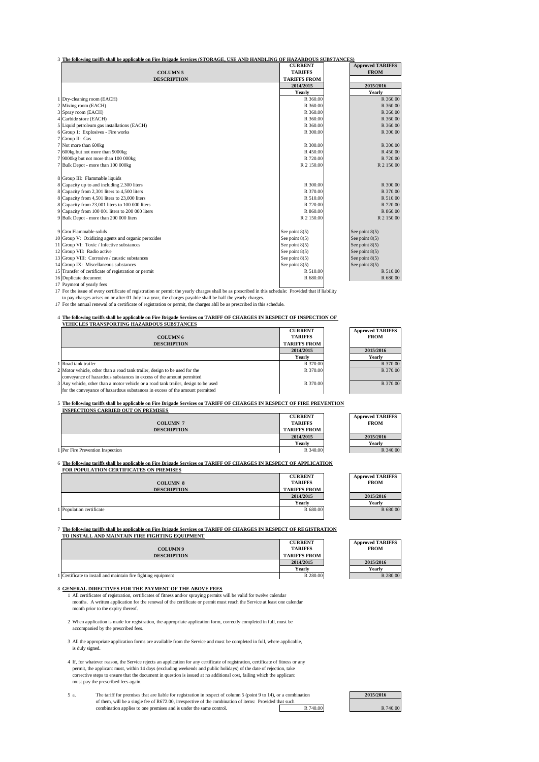3 **The following tariffs shall be applicable on Fire Brigade Services (STORAGE, USE AND HANDLING OF HAZARDOUS SUBSTANCES)**

| | COLUMN 5 DESCRIPTION | CURRENT TARIFFS TARIFFS FROM | Approved TARIFFS FROM |
|---|---|---|---|
| | | 2014/2015 | 2015/2016 |
| | | Yearly | Yearly |
| 1 | Dry-cleaning room (EACH) | R 360.00 | R 360.00 |
| 2 | Mixing room (EACH) | R 360.00 | R 360.00 |
| 3 | Spray room (EACH) | R 360.00 | R 360.00 |
| 4 | Carbide store (EACH) | R 360.00 | R 360.00 |
| 5 | Liquid petroleum gas installations (EACH) | R 360.00 | R 360.00 |
| 6 | Group 1: Explosives - Fire works | R 300.00 | R 300.00 |
| 7 | Group II: Gas | | |
| 7 | Not more than 600kg | R 300.00 | R 300.00 |
| 7 | 600kg but not more than 9000kg | R 450.00 | R 450.00 |
| 7 | 9000kg but not more than 100 000kg | R 720.00 | R 720.00 |
| 7 | Bulk Depot - more than 100 000kg | R 2 150.00 | R 2 150.00 |
| | | | |
| 8 | Group III: Flammable liquids | | |
| 8 | Capacity up to and including 2.300 liters | R 300.00 | R 300.00 |
| 8 | Capacity from 2,301 liters to 4,500 liters | R 370.00 | R 370.00 |
| 8 | Capacity from 4,501 liters to 23,000 liters | R 510.00 | R 510.00 |
| 8 | Capacity from 23,001 liters to 100 000 liters | R 720.00 | R 720.00 |
| 9 | Capacity from 100 001 liters to 200 000 liters | R 860.00 | R 860.00 |
| 9 | Bulk Depot - more than 200 000 liters | R 2 150.00 | R 2 150.00 |
| | | | |
| 9 | Grou Flammable solids | See point 8(5) | See point 8(5) |
| 10 | Group V: Oxidizing agents and organic peroxides | See point 8(5) | See point 8(5) |
| 11 | Group VI: Toxic / Infective substances | See point 8(5) | See point 8(5) |
| 12 | Group VII: Radio active | See point 8(5) | See point 8(5) |
| 13 | Group VIII: Corrosive / caustic substances | See point 8(5) | See point 8(5) |
| 14 | Group IX: Miscellaneous substances | See point 8(5) | See point 8(5) |
| 15 | Transfer of certificate of registration or permit | R 510.00 | R 510.00 |
| 16 | Duplicate document | R 680.00 | R 680.00 |

17 Payment of yearly fees

17 For the issue of every certificate of registration or permit the yearly charges shall be as prescribed in this schedule: Provided that if liability to pay charges arises on or after 01 July in a year, the charges payable shall be half the yearly charges.

17 For the annual renewal of a certificate of registration or permit, the charges ahll be as prescribed in this schedule.

4 **The following tariffs shall be applicable on Fire Brigade Services on TARIFF OF CHARGES IN RESPECT OF INSPECTION OF VEHICLES TRANSPORTING HAZARDOUS SUBSTANCES**

| | COLUMN 6 DESCRIPTION | CURRENT TARIFFS TARIFFS FROM | Approved TARIFFS FROM |
|---|---|---|---|
| | | 2014/2015 | 2015/2016 |
| | | Yearly | Yearly |
| 1 | Road tank trailer | R 370.00 | R 370.00 |
| 2 | Motor vehicle, other than a road tank trailer, design to be used for the conveyance of hazardous substances in excess of the amount permitted | R 370.00 | R 370.00 |
| 3 | Any vehicle, other than a motor vehicle or a road tank trailer, design to be used for the conveyance of hazardous substances in excess of the amount permitted | R 370.00 | R 370.00 |

5 **The following tariffs shall be applicable on Fire Brigade Services on TARIFF OF CHARGES IN RESPECT OF FIRE PREVENTION INSPECTIONS CARRIED OUT ON PREMISES**

| | COLUMN 7 DESCRIPTION | CURRENT TARIFFS TARIFFS FROM | Approved TARIFFS FROM |
|---|---|---|---|
| | | 2014/2015 | 2015/2016 |
| | | Yearly | Yearly |
| 1 | Per Fire Prevention Inspection | R 340.00 | R 340.00 |

6 **The following tariffs shall be applicable on Fire Brigade Services on TARIFF OF CHARGES IN RESPECT OF APPLICATION FOR POPULATION CERTIFICATES ON PREMISES**

| | COLUMN 8 DESCRIPTION | CURRENT TARIFFS TARIFFS FROM | Approved TARIFFS FROM |
|---|---|---|---|
| | | 2014/2015 | 2015/2016 |
| | | Yearly | Yearly |
| 1 | Population certificate | R 680.00 | R 680.00 |

7 **The following tariffs shall be applicable on Fire Brigade Services on TARIFF OF CHARGES IN RESPECT OF REGISTRATION TO INSTALL AND MAINTAIN FIRE FIGHTING EQUIPMENT**

| | COLUMN 9 DESCRIPTION | CURRENT TARIFFS TARIFFS FROM | Approved TARIFFS FROM |
|---|---|---|---|
| | | 2014/2015 | 2015/2016 |
| | | Yearly | Yearly |
| 1 | Certificate to install and maintain fire fighting equipment | R 280.00 | R 280.00 |

8 **GENERAL DIRECTIVES FOR THE PAYMENT OF THE ABOVE FEES**

1 All certificates of registration, certificates of fitness and/or spraying permits will be valid for twelve calendar months. A written application for the renewal of the certificate or permit must reach the Service at least one calendar month prior to the expiry thereof.

2 When application is made for registration, the appropriate application form, correctly completed in full, must be accompanied by the prescribed fees.

3 All the appropriate application forms are available from the Service and must be completed in full, where applicable, is duly signed.

4 If, for whatever reason, the Service rejects an application for any certificate of registration, certificate of fitness or any permit, the applicant must, within 14 days (excluding weekends and public holidays) of the date of rejection, take corrective steps to ensure that the document in question is issued at no additional cost, failing which the applicant must pay the prescribed fees again.

| | | | 2015/2016 |
|---|---|---|---|
| 5 a. | The tariff for premises that are liable for registration in respect of column 5 (point 9 to 14), or a combination of them, will be a single fee of R672.00, irrespective of the combination of items: Provided that such combination applies to one premises and is under the same control. | R 740.00 | R 740.00 |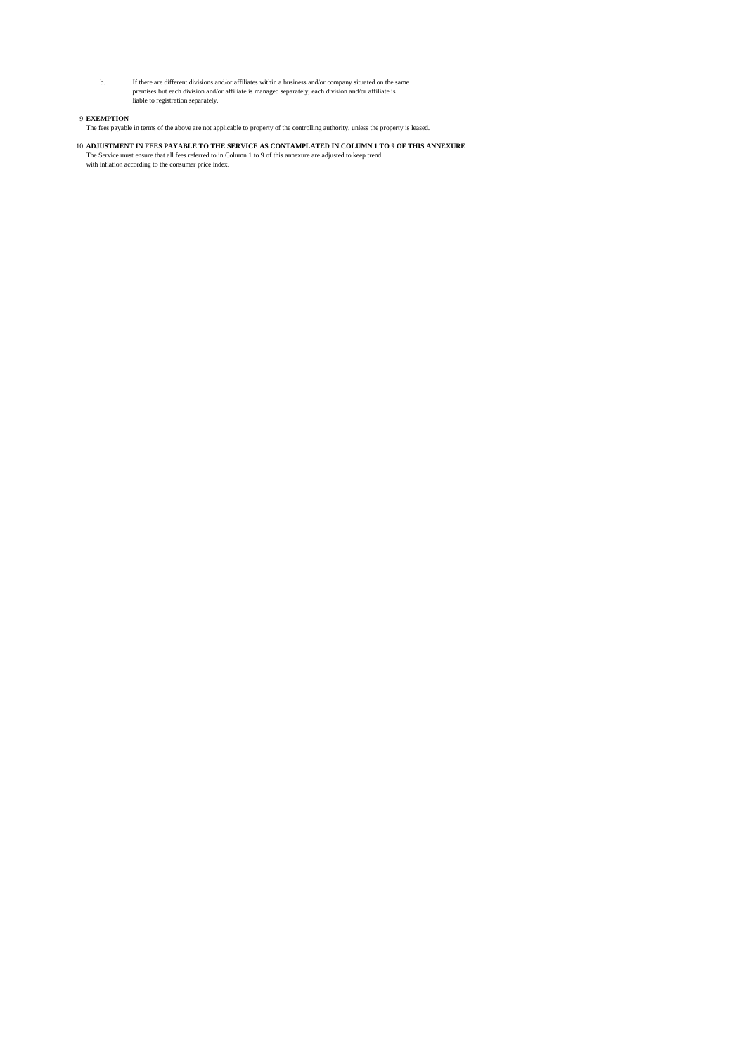b. If there are different divisions and/or affiliates within a business and/or company situated on the same premises but each division and/or affiliate is managed separately, each division and/or affiliate is liable to registration separately.

9 **EXEMPTION**

The fees payable in terms of the above are not applicable to property of the controlling authority, unless the property is leased.

10 **ADJUSTMENT IN FEES PAYABLE TO THE SERVICE AS CONTAMPLATED IN COLUMN 1 TO 9 OF THIS ANNEXURE**

The Service must ensure that all fees referred to in Column 1 to 9 of this annexure are adjusted to keep trend with inflation according to the consumer price index.